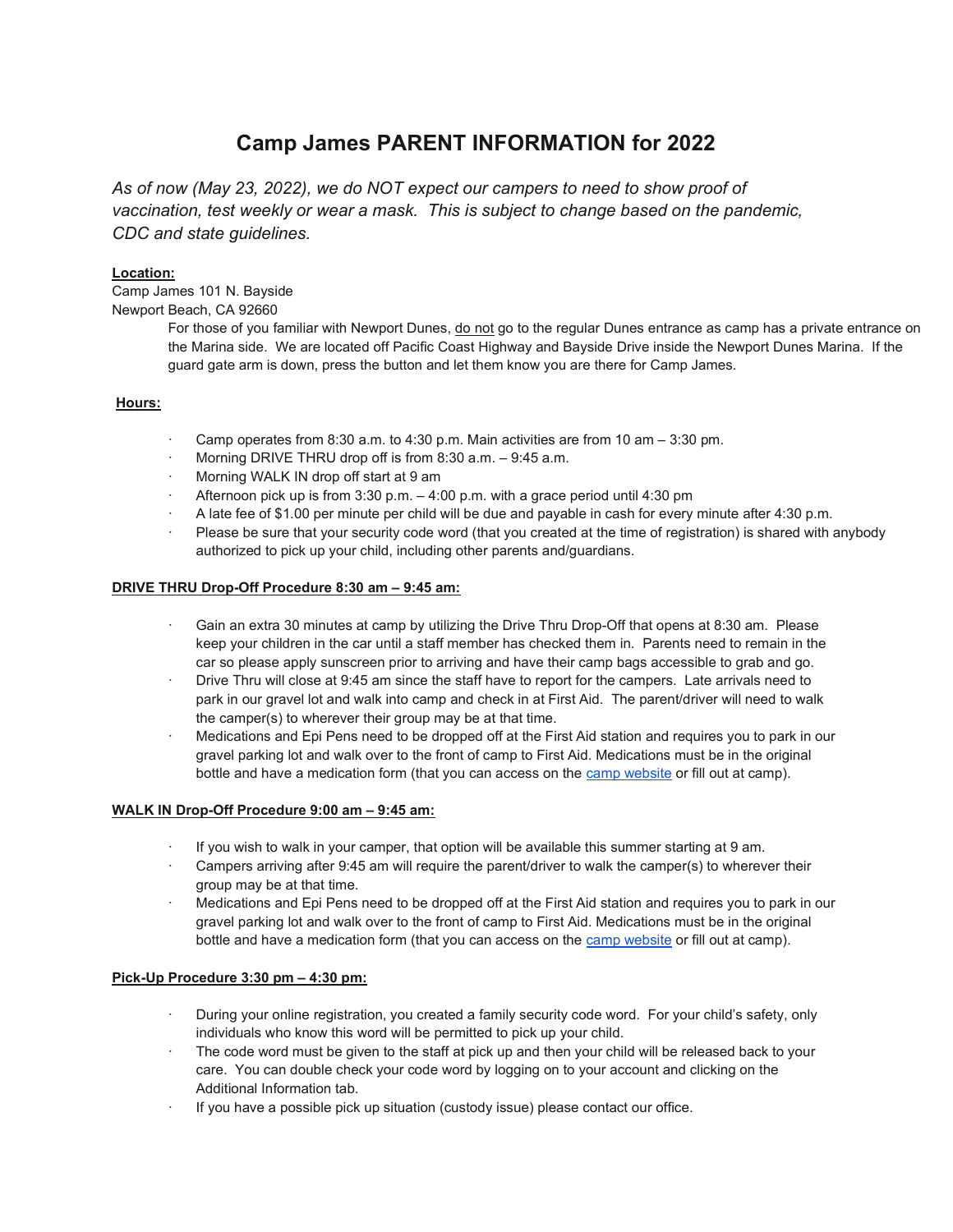# Camp James PARENT INFORMATION for 2022

*As of now (May 23, 2022), we do NOT expect our campers to need to show proof of vaccination, test weekly or wear a mask. This is subject to change based on the pandemic, CDC and state guidelines.*

**Location:**

Camp James 101 N. Bayside
Newport Beach, CA 92660

For those of you familiar with Newport Dunes, do not go to the regular Dunes entrance as camp has a private entrance on the Marina side. We are located off Pacific Coast Highway and Bayside Drive inside the Newport Dunes Marina. If the guard gate arm is down, press the button and let them know you are there for Camp James.

**Hours:**

- Camp operates from 8:30 a.m. to 4:30 p.m. Main activities are from 10 am – 3:30 pm.
- Morning DRIVE THRU drop off is from 8:30 a.m. – 9:45 a.m.
- Morning WALK IN drop off start at 9 am
- Afternoon pick up is from 3:30 p.m. – 4:00 p.m. with a grace period until 4:30 pm
- A late fee of $1.00 per minute per child will be due and payable in cash for every minute after 4:30 p.m.
- Please be sure that your security code word (that you created at the time of registration) is shared with anybody authorized to pick up your child, including other parents and/guardians.

**DRIVE THRU Drop-Off Procedure 8:30 am – 9:45 am:**

- Gain an extra 30 minutes at camp by utilizing the Drive Thru Drop-Off that opens at 8:30 am. Please keep your children in the car until a staff member has checked them in. Parents need to remain in the car so please apply sunscreen prior to arriving and have their camp bags accessible to grab and go.
- Drive Thru will close at 9:45 am since the staff have to report for the campers. Late arrivals need to park in our gravel lot and walk into camp and check in at First Aid. The parent/driver will need to walk the camper(s) to wherever their group may be at that time.
- Medications and Epi Pens need to be dropped off at the First Aid station and requires you to park in our gravel parking lot and walk over to the front of camp to First Aid. Medications must be in the original bottle and have a medication form (that you can access on the camp website or fill out at camp).

**WALK IN Drop-Off Procedure 9:00 am – 9:45 am:**

- If you wish to walk in your camper, that option will be available this summer starting at 9 am.
- Campers arriving after 9:45 am will require the parent/driver to walk the camper(s) to wherever their group may be at that time.
- Medications and Epi Pens need to be dropped off at the First Aid station and requires you to park in our gravel parking lot and walk over to the front of camp to First Aid. Medications must be in the original bottle and have a medication form (that you can access on the camp website or fill out at camp).

**Pick-Up Procedure 3:30 pm – 4:30 pm:**

- During your online registration, you created a family security code word. For your child's safety, only individuals who know this word will be permitted to pick up your child.
- The code word must be given to the staff at pick up and then your child will be released back to your care. You can double check your code word by logging on to your account and clicking on the Additional Information tab.
- If you have a possible pick up situation (custody issue) please contact our office.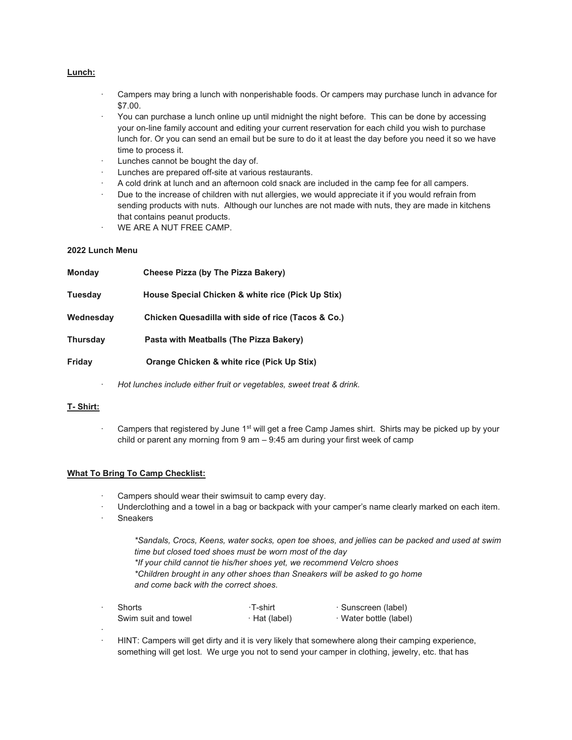**Lunch:**

- Campers may bring a lunch with nonperishable foods. Or campers may purchase lunch in advance for $7.00.
- You can purchase a lunch online up until midnight the night before. This can be done by accessing your on-line family account and editing your current reservation for each child you wish to purchase lunch for. Or you can send an email but be sure to do it at least the day before you need it so we have time to process it.
- Lunches cannot be bought the day of.
- Lunches are prepared off-site at various restaurants.
- A cold drink at lunch and an afternoon cold snack are included in the camp fee for all campers.
- Due to the increase of children with nut allergies, we would appreciate it if you would refrain from sending products with nuts. Although our lunches are not made with nuts, they are made in kitchens that contains peanut products.
- WE ARE A NUT FREE CAMP.

**2022 Lunch Menu**

| | |
|---|---|
| **Monday** | **Cheese Pizza (by The Pizza Bakery)** |
| **Tuesday** | **House Special Chicken & white rice (Pick Up Stix)** |
| **Wednesday** | **Chicken Quesadilla with side of rice (Tacos & Co.)** |
| **Thursday** | **Pasta with Meatballs (The Pizza Bakery)** |
| **Friday** | **Orange Chicken & white rice (Pick Up Stix)** |

- *Hot lunches include either fruit or vegetables, sweet treat & drink.*

**T- Shirt:**

- Campers that registered by June 1st will get a free Camp James shirt. Shirts may be picked up by your child or parent any morning from 9 am – 9:45 am during your first week of camp

**What To Bring To Camp Checklist:**

- Campers should wear their swimsuit to camp every day.
- Underclothing and a towel in a bag or backpack with your camper's name clearly marked on each item.
- Sneakers

  *\*Sandals, Crocs, Keens, water socks, open toe shoes, and jellies can be packed and used at swim time but closed toed shoes must be worn most of the day*
  *\*If your child cannot tie his/her shoes yet, we recommend Velcro shoes*
  *\*Children brought in any other shoes than Sneakers will be asked to go home and come back with the correct shoes.*

- Shorts · T-shirt · Sunscreen (label)
  Swim suit and towel · Hat (label) · Water bottle (label)
- HINT: Campers will get dirty and it is very likely that somewhere along their camping experience, something will get lost. We urge you not to send your camper in clothing, jewelry, etc. that has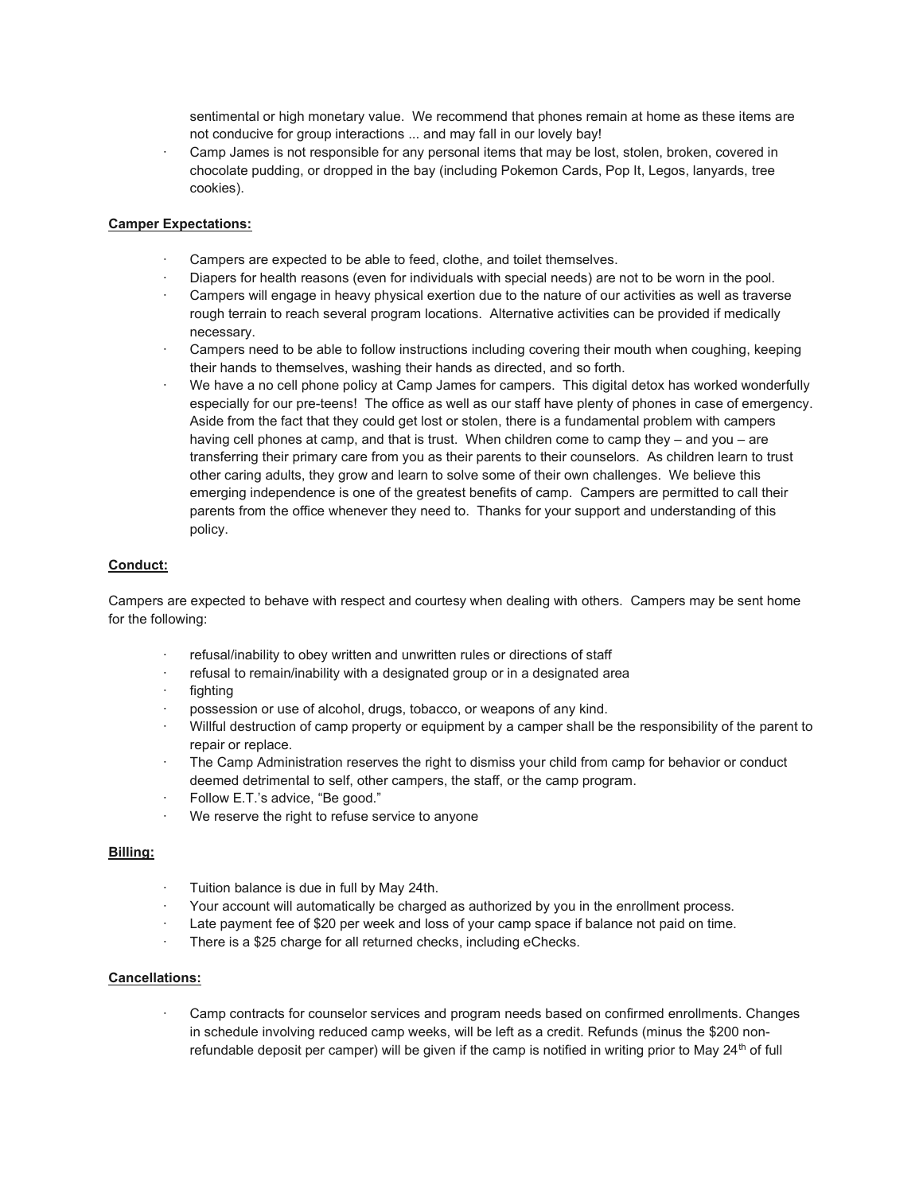sentimental or high monetary value. We recommend that phones remain at home as these items are not conducive for group interactions ... and may fall in our lovely bay!

- Camp James is not responsible for any personal items that may be lost, stolen, broken, covered in chocolate pudding, or dropped in the bay (including Pokemon Cards, Pop It, Legos, lanyards, tree cookies).

**Camper Expectations:**

- Campers are expected to be able to feed, clothe, and toilet themselves.
- Diapers for health reasons (even for individuals with special needs) are not to be worn in the pool.
- Campers will engage in heavy physical exertion due to the nature of our activities as well as traverse rough terrain to reach several program locations. Alternative activities can be provided if medically necessary.
- Campers need to be able to follow instructions including covering their mouth when coughing, keeping their hands to themselves, washing their hands as directed, and so forth.
- We have a no cell phone policy at Camp James for campers. This digital detox has worked wonderfully especially for our pre-teens! The office as well as our staff have plenty of phones in case of emergency. Aside from the fact that they could get lost or stolen, there is a fundamental problem with campers having cell phones at camp, and that is trust. When children come to camp they – and you – are transferring their primary care from you as their parents to their counselors. As children learn to trust other caring adults, they grow and learn to solve some of their own challenges. We believe this emerging independence is one of the greatest benefits of camp. Campers are permitted to call their parents from the office whenever they need to. Thanks for your support and understanding of this policy.

**Conduct:**

Campers are expected to behave with respect and courtesy when dealing with others. Campers may be sent home for the following:

- refusal/inability to obey written and unwritten rules or directions of staff
- refusal to remain/inability with a designated group or in a designated area
- fighting
- possession or use of alcohol, drugs, tobacco, or weapons of any kind.
- Willful destruction of camp property or equipment by a camper shall be the responsibility of the parent to repair or replace.
- The Camp Administration reserves the right to dismiss your child from camp for behavior or conduct deemed detrimental to self, other campers, the staff, or the camp program.
- Follow E.T.'s advice, "Be good."
- We reserve the right to refuse service to anyone

**Billing:**

- Tuition balance is due in full by May 24th.
- Your account will automatically be charged as authorized by you in the enrollment process.
- Late payment fee of $20 per week and loss of your camp space if balance not paid on time.
- There is a $25 charge for all returned checks, including eChecks.

**Cancellations:**

- Camp contracts for counselor services and program needs based on confirmed enrollments. Changes in schedule involving reduced camp weeks, will be left as a credit. Refunds (minus the $200 non-refundable deposit per camper) will be given if the camp is notified in writing prior to May 24th of full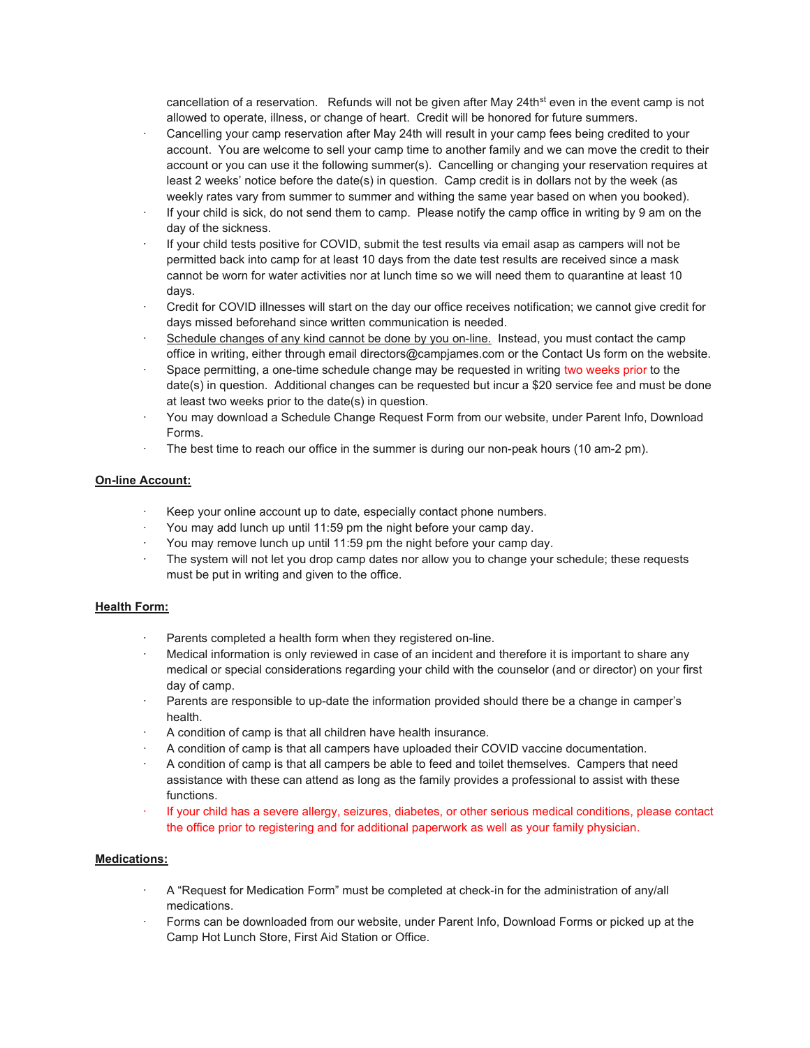cancellation of a reservation. Refunds will not be given after May 24th[st] even in the event camp is not allowed to operate, illness, or change of heart. Credit will be honored for future summers.

- Cancelling your camp reservation after May 24th will result in your camp fees being credited to your account. You are welcome to sell your camp time to another family and we can move the credit to their account or you can use it the following summer(s). Cancelling or changing your reservation requires at least 2 weeks' notice before the date(s) in question. Camp credit is in dollars not by the week (as weekly rates vary from summer to summer and withing the same year based on when you booked).
- If your child is sick, do not send them to camp. Please notify the camp office in writing by 9 am on the day of the sickness.
- If your child tests positive for COVID, submit the test results via email asap as campers will not be permitted back into camp for at least 10 days from the date test results are received since a mask cannot be worn for water activities nor at lunch time so we will need them to quarantine at least 10 days.
- Credit for COVID illnesses will start on the day our office receives notification; we cannot give credit for days missed beforehand since written communication is needed.
- <u>Schedule changes of any kind cannot be done by you on-line.</u> Instead, you must contact the camp office in writing, either through email directors@campjames.com or the Contact Us form on the website.
- Space permitting, a one-time schedule change may be requested in writing two weeks prior to the date(s) in question. Additional changes can be requested but incur a $20 service fee and must be done at least two weeks prior to the date(s) in question.
- You may download a Schedule Change Request Form from our website, under Parent Info, Download Forms.
- The best time to reach our office in the summer is during our non-peak hours (10 am-2 pm).

**<u>On-line Account:</u>**

- Keep your online account up to date, especially contact phone numbers.
- You may add lunch up until 11:59 pm the night before your camp day.
- You may remove lunch up until 11:59 pm the night before your camp day.
- The system will not let you drop camp dates nor allow you to change your schedule; these requests must be put in writing and given to the office.

**<u>Health Form:</u>**

- Parents completed a health form when they registered on-line.
- Medical information is only reviewed in case of an incident and therefore it is important to share any medical or special considerations regarding your child with the counselor (and or director) on your first day of camp.
- Parents are responsible to up-date the information provided should there be a change in camper's health.
- A condition of camp is that all children have health insurance.
- A condition of camp is that all campers have uploaded their COVID vaccine documentation.
- A condition of camp is that all campers be able to feed and toilet themselves. Campers that need assistance with these can attend as long as the family provides a professional to assist with these functions.
- If your child has a severe allergy, seizures, diabetes, or other serious medical conditions, please contact the office prior to registering and for additional paperwork as well as your family physician.

**<u>Medications:</u>**

- A "Request for Medication Form" must be completed at check-in for the administration of any/all medications.
- Forms can be downloaded from our website, under Parent Info, Download Forms or picked up at the Camp Hot Lunch Store, First Aid Station or Office.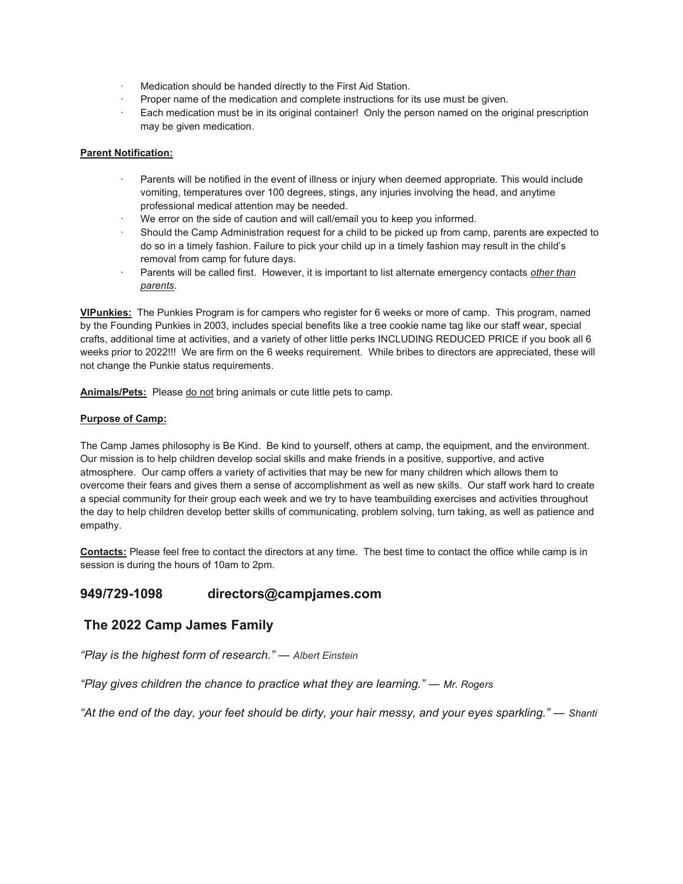- Medication should be handed directly to the First Aid Station.
- Proper name of the medication and complete instructions for its use must be given.
- Each medication must be in its original container! Only the person named on the original prescription may be given medication.

**Parent Notification:**

- Parents will be notified in the event of illness or injury when deemed appropriate. This would include vomiting, temperatures over 100 degrees, stings, any injuries involving the head, and anytime professional medical attention may be needed.
- We error on the side of caution and will call/email you to keep you informed.
- Should the Camp Administration request for a child to be picked up from camp, parents are expected to do so in a timely fashion. Failure to pick your child up in a timely fashion may result in the child's removal from camp for future days.
- Parents will be called first. However, it is important to list alternate emergency contacts *other than parents*.

**VIPunkies:** The Punkies Program is for campers who register for 6 weeks or more of camp. This program, named by the Founding Punkies in 2003, includes special benefits like a tree cookie name tag like our staff wear, special crafts, additional time at activities, and a variety of other little perks INCLUDING REDUCED PRICE if you book all 6 weeks prior to 2022!!! We are firm on the 6 weeks requirement. While bribes to directors are appreciated, these will not change the Punkie status requirements.

**Animals/Pets:** Please do not bring animals or cute little pets to camp.

**Purpose of Camp:**

The Camp James philosophy is Be Kind. Be kind to yourself, others at camp, the equipment, and the environment. Our mission is to help children develop social skills and make friends in a positive, supportive, and active atmosphere. Our camp offers a variety of activities that may be new for many children which allows them to overcome their fears and gives them a sense of accomplishment as well as new skills. Our staff work hard to create a special community for their group each week and we try to have teambuilding exercises and activities throughout the day to help children develop better skills of communicating, problem solving, turn taking, as well as patience and empathy.

**Contacts:** Please feel free to contact the directors at any time. The best time to contact the office while camp is in session is during the hours of 10am to 2pm.

## 949/729-1098 directors@campjames.com

## The 2022 Camp James Family

*"Play is the highest form of research." — Albert Einstein*

*"Play gives children the chance to practice what they are learning." — Mr. Rogers*

*"At the end of the day, your feet should be dirty, your hair messy, and your eyes sparkling." — Shanti*